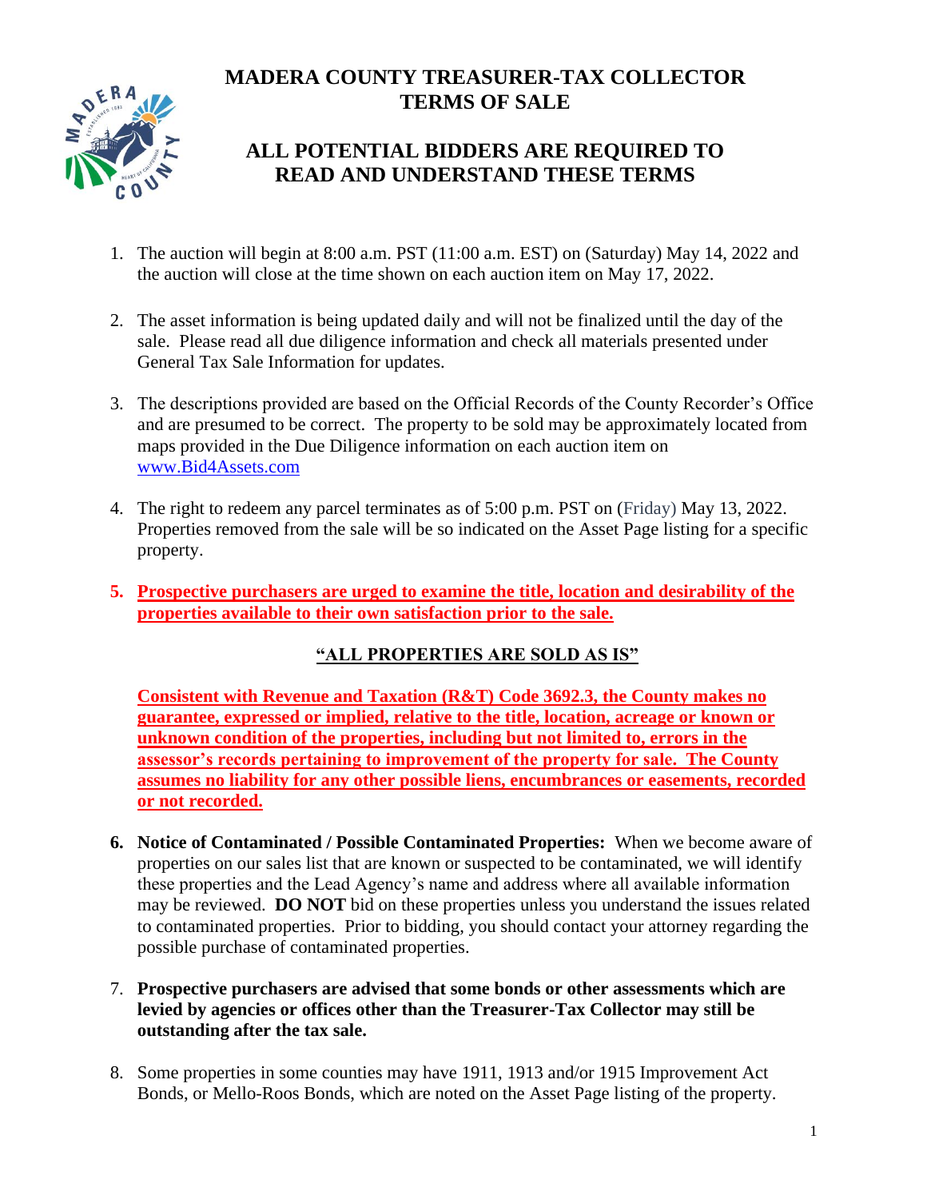# MADERA COUNTY TREASURER-TAX COLLECTOR TERMS OF SALE

## ALL POTENTIAL BIDDERS ARE REQUIRED TO READ AND UNDERSTAND THESE TERMS

1. The auction will begin at 8:00 a.m. PST (11:00 a.m. EST) on (Saturday) May 14, 2022 and the auction will close at the time shown on each auction item on May 17, 2022.

2. The asset information is being updated daily and will not be finalized until the day of the sale. Please read all due diligence information and check all materials presented under General Tax Sale Information for updates.

3. The descriptions provided are based on the Official Records of the County Recorder's Office and are presumed to be correct. The property to be sold may be approximately located from maps provided in the Due Diligence information on each auction item on www.Bid4Assets.com

4. The right to redeem any parcel terminates as of 5:00 p.m. PST on (Friday) May 13, 2022. Properties removed from the sale will be so indicated on the Asset Page listing for a specific property.

5. **Prospective purchasers are urged to examine the title, location and desirability of the properties available to their own satisfaction prior to the sale.**

   **"ALL PROPERTIES ARE SOLD AS IS"**

   **Consistent with Revenue and Taxation (R&T) Code 3692.3, the County makes no guarantee, expressed or implied, relative to the title, location, acreage or known or unknown condition of the properties, including but not limited to, errors in the assessor's records pertaining to improvement of the property for sale. The County assumes no liability for any other possible liens, encumbrances or easements, recorded or not recorded.**

6. **Notice of Contaminated / Possible Contaminated Properties:** When we become aware of properties on our sales list that are known or suspected to be contaminated, we will identify these properties and the Lead Agency's name and address where all available information may be reviewed. **DO NOT** bid on these properties unless you understand the issues related to contaminated properties. Prior to bidding, you should contact your attorney regarding the possible purchase of contaminated properties.

7. **Prospective purchasers are advised that some bonds or other assessments which are levied by agencies or offices other than the Treasurer-Tax Collector may still be outstanding after the tax sale.**

8. Some properties in some counties may have 1911, 1913 and/or 1915 Improvement Act Bonds, or Mello-Roos Bonds, which are noted on the Asset Page listing of the property.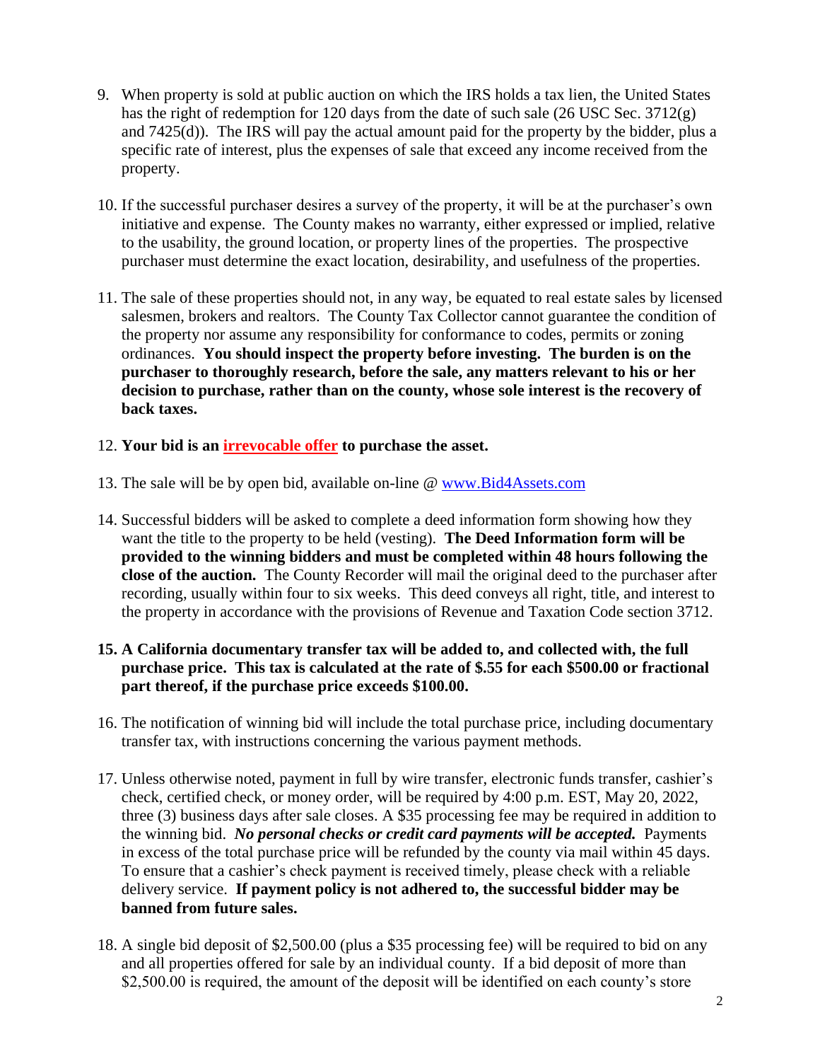9. When property is sold at public auction on which the IRS holds a tax lien, the United States has the right of redemption for 120 days from the date of such sale (26 USC Sec. 3712(g) and 7425(d)). The IRS will pay the actual amount paid for the property by the bidder, plus a specific rate of interest, plus the expenses of sale that exceed any income received from the property.

10. If the successful purchaser desires a survey of the property, it will be at the purchaser's own initiative and expense. The County makes no warranty, either expressed or implied, relative to the usability, the ground location, or property lines of the properties. The prospective purchaser must determine the exact location, desirability, and usefulness of the properties.

11. The sale of these properties should not, in any way, be equated to real estate sales by licensed salesmen, brokers and realtors. The County Tax Collector cannot guarantee the condition of the property nor assume any responsibility for conformance to codes, permits or zoning ordinances. **You should inspect the property before investing. The burden is on the purchaser to thoroughly research, before the sale, any matters relevant to his or her decision to purchase, rather than on the county, whose sole interest is the recovery of back taxes.**

12. **Your bid is an irrevocable offer to purchase the asset.**

13. The sale will be by open bid, available on-line @ www.Bid4Assets.com

14. Successful bidders will be asked to complete a deed information form showing how they want the title to the property to be held (vesting). **The Deed Information form will be provided to the winning bidders and must be completed within 48 hours following the close of the auction.** The County Recorder will mail the original deed to the purchaser after recording, usually within four to six weeks. This deed conveys all right, title, and interest to the property in accordance with the provisions of Revenue and Taxation Code section 3712.

15. **A California documentary transfer tax will be added to, and collected with, the full purchase price. This tax is calculated at the rate of $.55 for each $500.00 or fractional part thereof, if the purchase price exceeds $100.00.**

16. The notification of winning bid will include the total purchase price, including documentary transfer tax, with instructions concerning the various payment methods.

17. Unless otherwise noted, payment in full by wire transfer, electronic funds transfer, cashier's check, certified check, or money order, will be required by 4:00 p.m. EST, May 20, 2022, three (3) business days after sale closes. A $35 processing fee may be required in addition to the winning bid. ***No personal checks or credit card payments will be accepted.*** Payments in excess of the total purchase price will be refunded by the county via mail within 45 days. To ensure that a cashier's check payment is received timely, please check with a reliable delivery service. **If payment policy is not adhered to, the successful bidder may be banned from future sales.**

18. A single bid deposit of $2,500.00 (plus a $35 processing fee) will be required to bid on any and all properties offered for sale by an individual county. If a bid deposit of more than $2,500.00 is required, the amount of the deposit will be identified on each county's store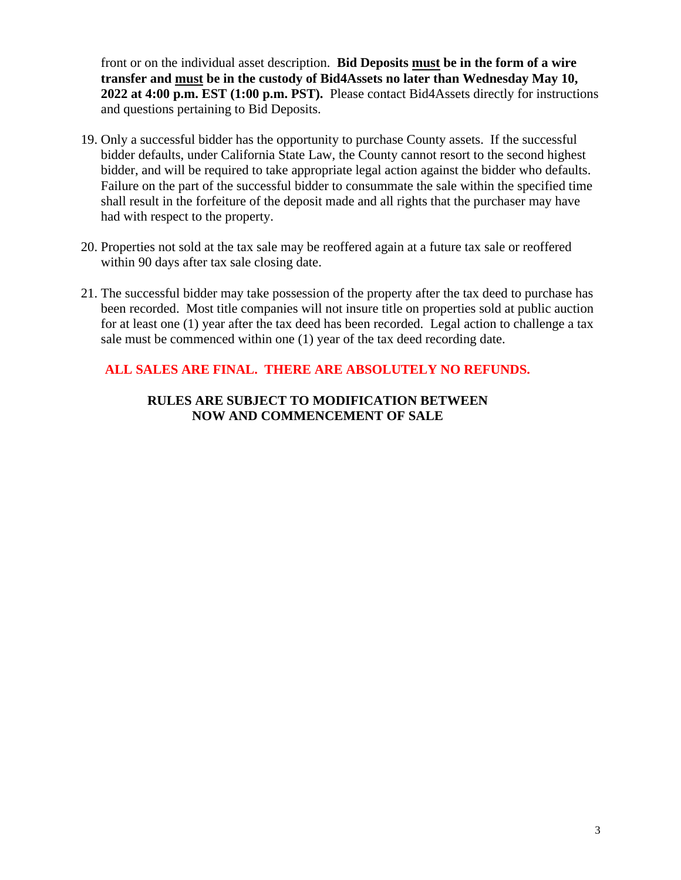front or on the individual asset description. **Bid Deposits must be in the form of a wire transfer and must be in the custody of Bid4Assets no later than Wednesday May 10, 2022 at 4:00 p.m. EST (1:00 p.m. PST).** Please contact Bid4Assets directly for instructions and questions pertaining to Bid Deposits.

19. Only a successful bidder has the opportunity to purchase County assets. If the successful bidder defaults, under California State Law, the County cannot resort to the second highest bidder, and will be required to take appropriate legal action against the bidder who defaults. Failure on the part of the successful bidder to consummate the sale within the specified time shall result in the forfeiture of the deposit made and all rights that the purchaser may have had with respect to the property.

20. Properties not sold at the tax sale may be reoffered again at a future tax sale or reoffered within 90 days after tax sale closing date.

21. The successful bidder may take possession of the property after the tax deed to purchase has been recorded. Most title companies will not insure title on properties sold at public auction for at least one (1) year after the tax deed has been recorded. Legal action to challenge a tax sale must be commenced within one (1) year of the tax deed recording date.

**ALL SALES ARE FINAL. THERE ARE ABSOLUTELY NO REFUNDS.**

**RULES ARE SUBJECT TO MODIFICATION BETWEEN NOW AND COMMENCEMENT OF SALE**